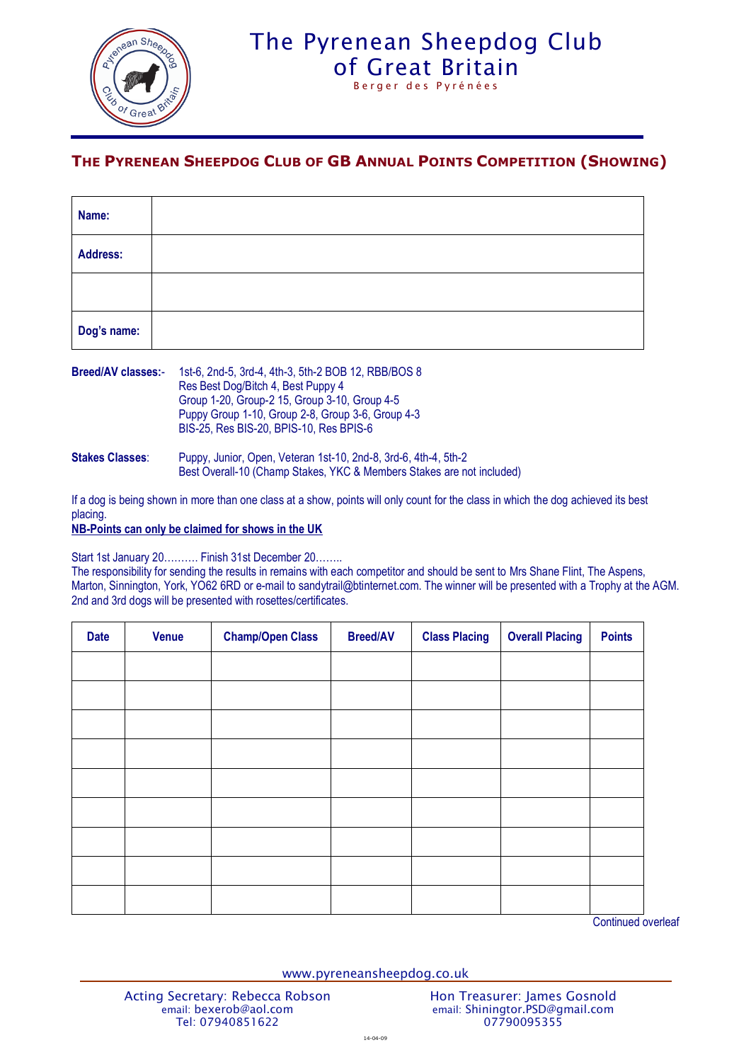# The Pyrenean Sheepdog Club of Great Britain

Berger des Pyrénées

## The Pyrenean Sheepdog Club of GB Annual Points Competition (Showing)

| Name: | |
|---|---|
| Address: | |
| | |
| Dog's name: | |

**Breed/AV classes:-** 1st-6, 2nd-5, 3rd-4, 4th-3, 5th-2 BOB 12, RBB/BOS 8
Res Best Dog/Bitch 4, Best Puppy 4
Group 1-20, Group-2 15, Group 3-10, Group 4-5
Puppy Group 1-10, Group 2-8, Group 3-6, Group 4-3
BIS-25, Res BIS-20, BPIS-10, Res BPIS-6

**Stakes Classes**: Puppy, Junior, Open, Veteran 1st-10, 2nd-8, 3rd-6, 4th-4, 5th-2
Best Overall-10 (Champ Stakes, YKC & Members Stakes are not included)

If a dog is being shown in more than one class at a show, points will only count for the class in which the dog achieved its best placing.

**NB-Points can only be claimed for shows in the UK**

Start 1st January 20………. Finish 31st December 20……..

The responsibility for sending the results in remains with each competitor and should be sent to Mrs Shane Flint, The Aspens, Marton, Sinnington, York, YO62 6RD or e-mail to sandytrail@btinternet.com. The winner will be presented with a Trophy at the AGM. 2nd and 3rd dogs will be presented with rosettes/certificates.

| Date | Venue | Champ/Open Class | Breed/AV | Class Placing | Overall Placing | Points |
|---|---|---|---|---|---|---|
| | | | | | | |
| | | | | | | |
| | | | | | | |
| | | | | | | |
| | | | | | | |
| | | | | | | |
| | | | | | | |
| | | | | | | |
| | | | | | | |

Continued overleaf

www.pyreneansheepdog.co.uk

Acting Secretary: Rebecca Robson
email: bexerob@aol.com
Tel: 07940851622

Hon Treasurer: James Gosnold
email: Shiningtor.PSD@gmail.com
07790095355

14-04-09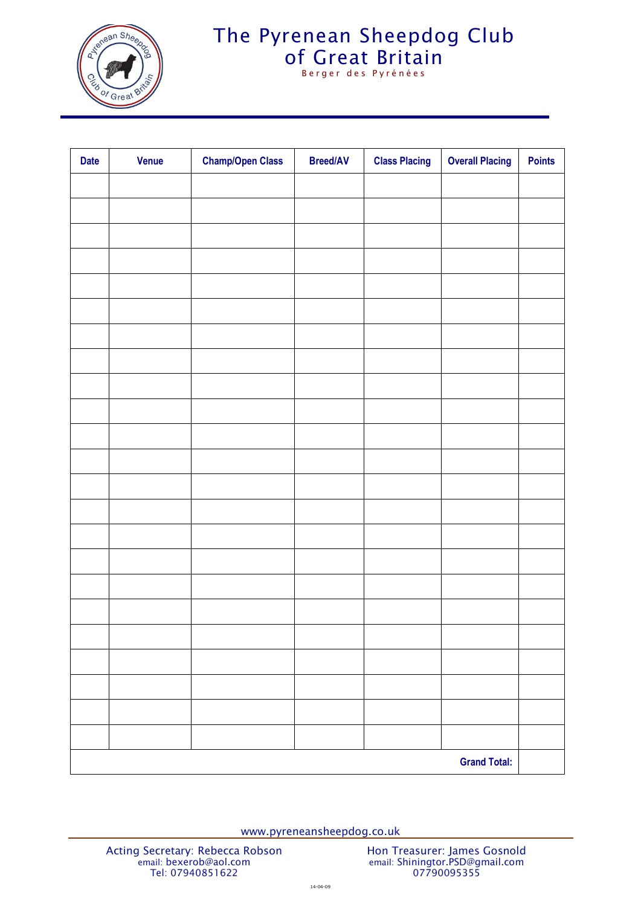# The Pyrenean Sheepdog Club of Great Britain

Berger des Pyrénées

| Date | Venue | Champ/Open Class | Breed/AV | Class Placing | Overall Placing | Points |
|---|---|---|---|---|---|---|
| | | | | | | |
| | | | | | | |
| | | | | | | |
| | | | | | | |
| | | | | | | |
| | | | | | | |
| | | | | | | |
| | | | | | | |
| | | | | | | |
| | | | | | | |
| | | | | | | |
| | | | | | | |
| | | | | | | |
| | | | | | | |
| | | | | | | |
| | | | | | | |
| | | | | | | |
| | | | | | | |
| | | | | | | |
| | | | | | | |
| | | | | | | |
| | | | | | | |
| | | | | | | |
| | | | | | **Grand Total:** | |

www.pyreneansheepdog.co.uk

Acting Secretary: Rebecca Robson
email: bexerob@aol.com
Tel: 07940851622

Hon Treasurer: James Gosnold
email: Shiningtor.PSD@gmail.com
07790095355

14-04-09